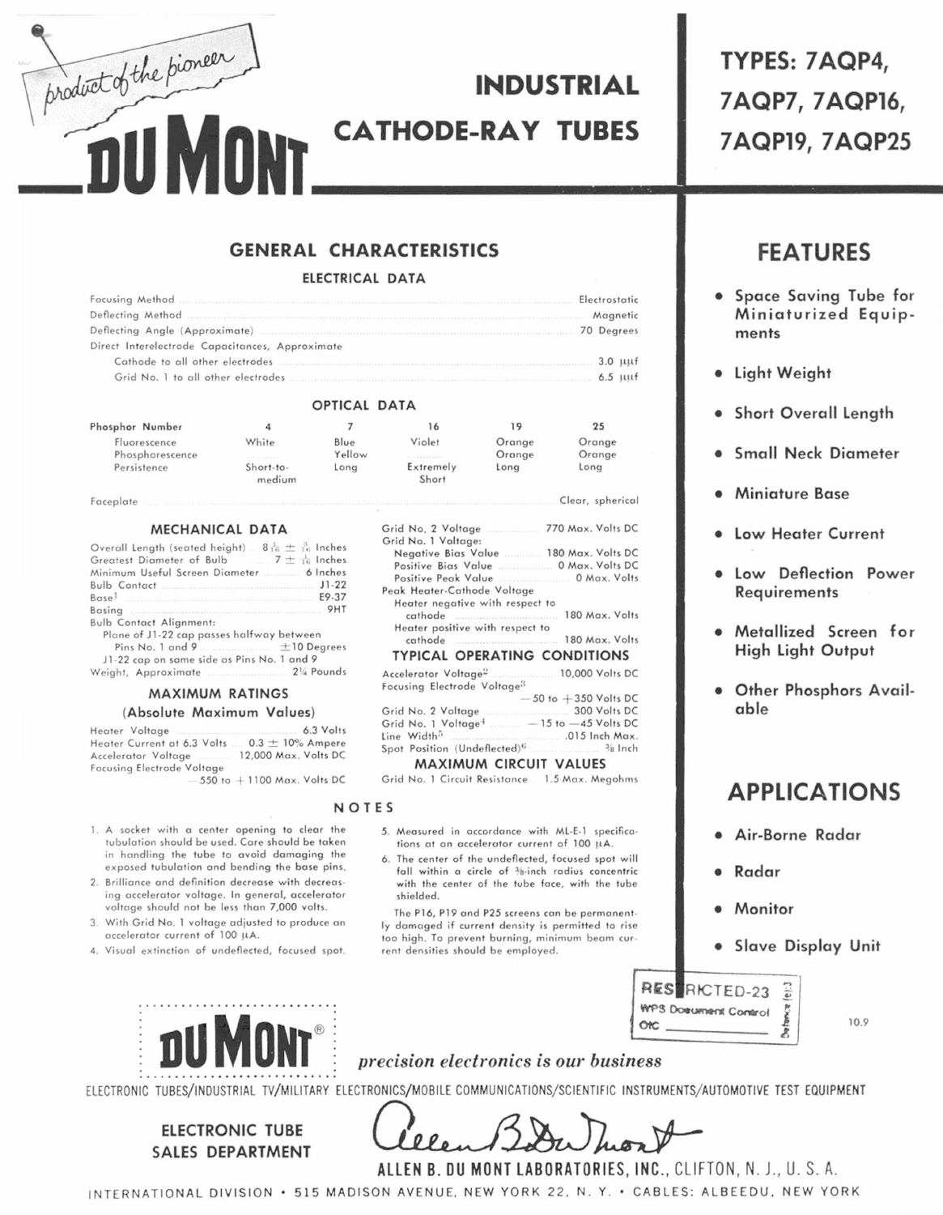*product of the pioneer*

**DU MONT**

# INDUSTRIAL CATHODE-RAY TUBES

## TYPES: 7AQP4, 7AQP7, 7AQP16, 7AQP19, 7AQP25

## GENERAL CHARACTERISTICS

### ELECTRICAL DATA

| | |
|---|---|
| Focusing Method | Electrostatic |
| Deflecting Method | Magnetic |
| Deflecting Angle (Approximate) | 70 Degrees |
| Direct Interelectrode Capacitances, Approximate | |
| Cathode to all other electrodes | 3.0 μμf |
| Grid No. 1 to all other electrodes | 6.5 μμf |

### OPTICAL DATA

| Phosphor Number | 4 | 7 | 16 | 19 | 25 |
|---|---|---|---|---|---|
| Fluorescence | White | Blue | Violet | Orange | Orange |
| Phosphorescence | | Yellow | | Orange | Orange |
| Persistence | Short-to-medium | Long | Extremely Short | Long | Long |

Faceplate .......... Clear, spherical

### MECHANICAL DATA

| | |
|---|---|
| Overall Length (seated height) | 8 1/16 ± 3/16 Inches |
| Greatest Diameter of Bulb | 7 ± 1/16 Inches |
| Minimum Useful Screen Diameter | 6 Inches |
| Bulb Contact | J1-22 |
| Base[1] | E9-37 |
| Basing | 9HT |

Bulb Contact Alignment:
- Plane of J1-22 cap passes halfway between Pins No. 1 and 9 .......... ±10 Degrees
- J1-22 cap on same side as Pins No. 1 and 9

Weight, Approximate .......... 2¼ Pounds

### MAXIMUM RATINGS
### (Absolute Maximum Values)

| | |
|---|---|
| Heater Voltage | 6.3 Volts |
| Heater Current at 6.3 Volts | 0.3 ± 10% Ampere |
| Accelerator Voltage | 12,000 Max. Volts DC |
| Focusing Electrode Voltage | −550 to +1100 Max. Volts DC |
| Grid No. 2 Voltage | 770 Max. Volts DC |
| Grid No. 1 Voltage: | |
| Negative Bias Value | 180 Max. Volts DC |
| Positive Bias Value | 0 Max. Volts DC |
| Positive Peak Value | 0 Max. Volts |
| Peak Heater-Cathode Voltage | |
| Heater negative with respect to cathode | 180 Max. Volts |
| Heater positive with respect to cathode | 180 Max. Volts |

### TYPICAL OPERATING CONDITIONS

| | |
|---|---|
| Accelerator Voltage[2] | 10,000 Volts DC |
| Focusing Electrode Voltage[3] | −50 to +350 Volts DC |
| Grid No. 2 Voltage | 300 Volts DC |
| Grid No. 1 Voltage[4] | −15 to −45 Volts DC |
| Line Width[5] | .015 Inch Max. |
| Spot Position (Undeflected)[6] | 3/8 Inch |

### MAXIMUM CIRCUIT VALUES

Grid No. 1 Circuit Resistance .......... 1.5 Max. Megohms

### NOTES

1. A socket with a center opening to clear the tubulation should be used. Care should be taken in handling the tube to avoid damaging the exposed tubulation and bending the base pins.
2. Brilliance and definition decrease with decreasing accelerator voltage. In general, accelerator voltage should not be less than 7,000 volts.
3. With Grid No. 1 voltage adjusted to produce an accelerator current of 100 μA.
4. Visual extinction of undeflected, focused spot.
5. Measured in accordance with ML-E-1 specifications at an accelerator current of 100 μA.
6. The center of the undeflected, focused spot will fall within a circle of 3/8-inch radius concentric with the center of the tube face, with the tube shielded.

The P16, P19 and P25 screens can be permanently damaged if current density is permitted to rise too high. To prevent burning, minimum beam current densities should be employed.

## FEATURES

- Space Saving Tube for Miniaturized Equipments
- Light Weight
- Short Overall Length
- Small Neck Diameter
- Miniature Base
- Low Heater Current
- Low Deflection Power Requirements
- Metallized Screen for High Light Output
- Other Phosphors Available

## APPLICATIONS

- Air-Borne Radar
- Radar
- Monitor
- Slave Display Unit

RESTRICTED-23
WPS Document Control
OIC ______
Defence (e) 3

10.9

**DU MONT®** *precision electronics is our business*

ELECTRONIC TUBES/INDUSTRIAL TV/MILITARY ELECTRONICS/MOBILE COMMUNICATIONS/SCIENTIFIC INSTRUMENTS/AUTOMOTIVE TEST EQUIPMENT

ELECTRONIC TUBE SALES DEPARTMENT

*Allen B. Du Mont*

**ALLEN B. DU MONT LABORATORIES, INC.,** CLIFTON, N. J., U. S. A.

INTERNATIONAL DIVISION • 515 MADISON AVENUE, NEW YORK 22, N. Y. • CABLES: ALBEEDU, NEW YORK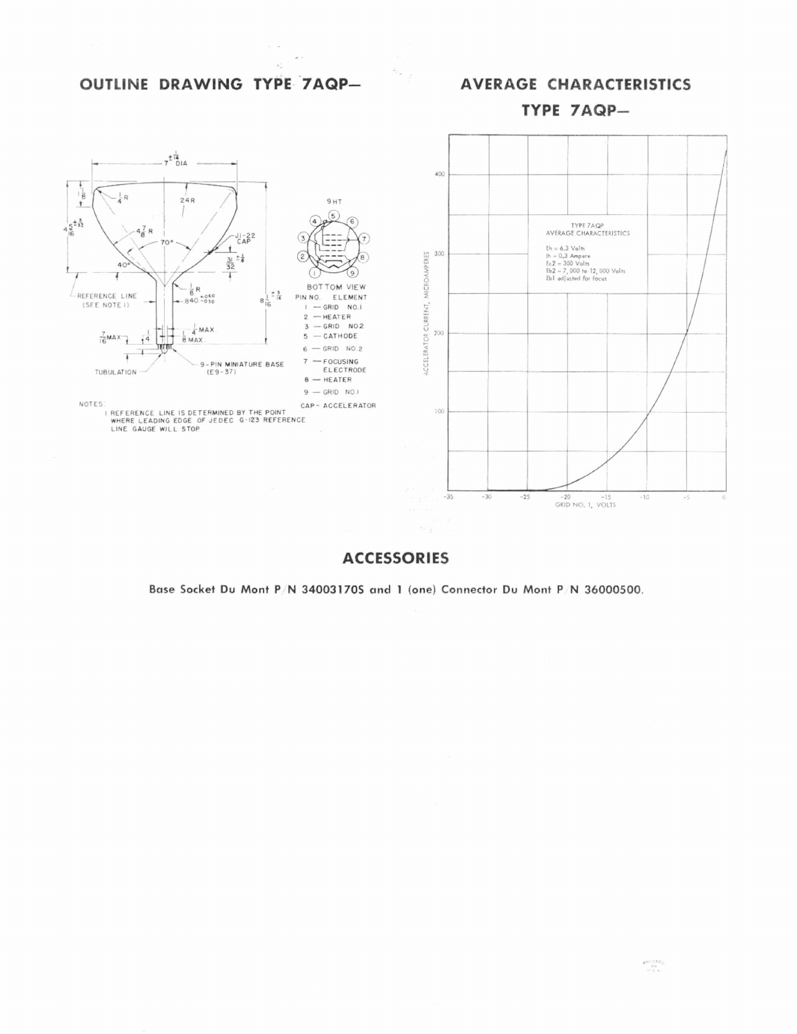## OUTLINE DRAWING TYPE 7AQP—

7 $\pm\frac{1}{16}$ DIA

$\frac{1}{8}$

$\frac{1}{4}$ R

24 R

$4\frac{5}{16}\pm\frac{3}{32}$

$4\frac{7}{8}$ R

70°

J1-22 CAP

$\frac{31}{32}\pm\frac{1}{8}$

40°

REFERENCE LINE (SEE NOTE 1)

$\frac{1}{8}$ R

.840 $^{+.060}_{-.030}$

$8\frac{1}{16}\pm\frac{3}{16}$

$\frac{7}{16}$ MAX

$\frac{1}{4}$

$\frac{1}{4}$ MAX

$\frac{1}{8}$ MAX

TUBULATION

9-PIN MINIATURE BASE (E9-37)

9HT

BOTTOM VIEW

| PIN NO. | ELEMENT |
|---|---|
| 1 | GRID NO. 1 |
| 2 | HEATER |
| 3 | GRID NO. 2 |
| 5 | CATHODE |
| 6 | GRID NO. 2 |
| 7 | FOCUSING ELECTRODE |
| 8 | HEATER |
| 9 | GRID NO. 1 |
| CAP | ACCELERATOR |

NOTES:
1 REFERENCE LINE IS DETERMINED BY THE POINT WHERE LEADING EDGE OF JEDEC G-123 REFERENCE LINE GAUGE WILL STOP

## AVERAGE CHARACTERISTICS TYPE 7AQP—

TYPE 7AQP
AVERAGE CHARACTERISTICS

Eh = 6.3 Volts
Ih = 0.3 Ampere
Ec2 = 300 Volts
Eb2 = 7,000 to 12,000 Volts
Eb1 adjusted for focus

ACCELERATOR CURRENT, MICROAMPERES

400
300
200
100

-35 -30 -25 -20 -15 -10 -5 0

GRID NO. 1, VOLTS

## ACCESSORIES

**Base Socket Du Mont P/N 34003170S and 1 (one) Connector Du Mont P/N 36000500.**